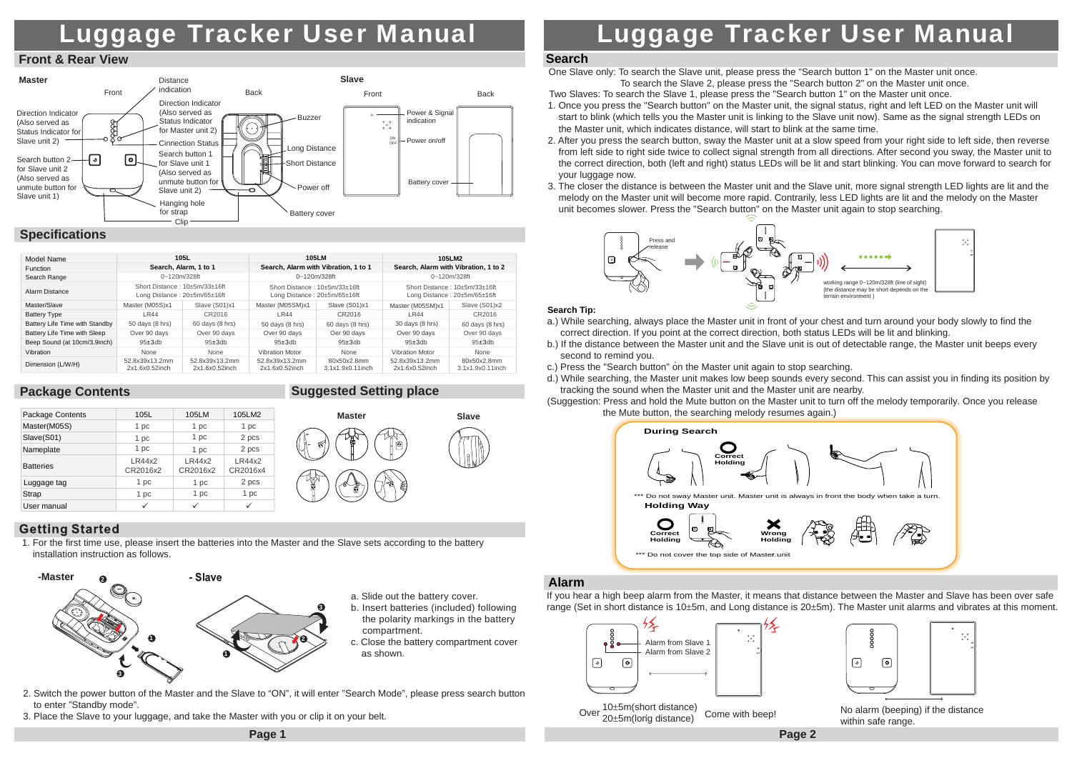# Luggage Tracker User Manual

## Front & Rear View

**Master**

Front — Back

- Distance indication
- Direction Indicator (Also served as Status Indicator for Master unit 2)
- Direction Indicator (Also served as Status Indicator for Slave unit 2)
- Cinnection Status
- Search button 1 for Slave unit 1 (Also served as unmute button for Slave unit 2)
- Search button 2 for Slave unit 2 (Also served as unmute button for Slave unit 1)
- Buzzer
- Long Distance
- Short Distance
- Power off
- Hanging hole for strap
- Clip
- Battery cover

**Slave**

Front — Back

- Power & Signal indication
- Power on/off
- Battery cover

## Specifications

| Model Name | 105L | | 105LM | | 105LM2 | |
|---|---|---|---|---|---|---|
| Function | Search, Alarm, 1 to 1 | | Search, Alarm with Vibration, 1 to 1 | | Search, Alarm with Vibration, 1 to 2 | |
| Search Range | 0~120m/328ft | | 0~120m/328ft | | 0~120m/328ft | |
| Alarm Distance | Short Distance : 10±5m/33±16ft Long Distance : 20±5m/65±16ft | | Short Distance : 10±5m/33±16ft Long Distance : 20±5m/65±16ft | | Short Distance : 10±5m/33±16ft Long Distance : 20±5m/65±16ft | |
| Master/Slave | Master (M05S)x1 | Slave (S01)x1 | Master (M05SM)x1 | Slave (S01)x1 | Master (M05SM)x1 | Slave (S01)x2 |
| Battery Type | LR44 | CR2016 | LR44 | CR2016 | LR44 | CR2016 |
| Battery Life Time with Standby | 50 days (8 hrs) | 60 days (8 hrs) | 50 days (8 hrs) | 60 days (8 hrs) | 30 days (8 hrs) | 60 days (8 hrs) |
| Battery Life Time with Sleep | Over 90 days | Over 90 days | Over 90 days | Oer 90 days | Over 90 days | Over 90 days |
| Beep Sound (at 10cm/3.9inch) | 95±3db | 95±3db | 95±3db | 95±3db | 95±3db | 95±3db |
| Vibration | None | None | Vibration Motor | None | Vibration Motor | None |
| Dimension (L/W/H) | 52.8x39x13.2mm 2x1.6x0.52inch | 52.8x39x13.2mm 2x1.6x0.52inch | 52.8x39x13.2mm 2x1.6x0.52inch | 80x50x2.8mm 3.1x1.9x0.11inch | 52.8x39x13.2mm 2x1.6x0.52inch | 80x50x2.8mm 3.1x1.9x0.11inch |

## Package Contents

| Package Contents | 105L | 105LM | 105LM2 |
|---|---|---|---|
| Master(M05S) | 1 pc | 1 pc | 1 pc |
| Slave(S01) | 1 pc | 1 pc | 2 pcs |
| Nameplate | 1 pc | 1 pc | 2 pcs |
| Batteries | LR44x2 CR2016x2 | LR44x2 CR2016x2 | LR44x2 CR2016x4 |
| Luggage tag | 1 pc | 1 pc | 2 pcs |
| Strap | 1 pc | 1 pc | 1 pc |
| User manual | ✓ | ✓ | ✓ |

## Suggested Setting place

Master — Slave

## Getting Started

1. For the first time use, please insert the batteries into the Master and the Slave sets according to the battery installation instruction as follows.

-Master — - Slave

a. Slide out the battery cover.
b. Insert batteries (included) following the polarity markings in the battery compartment.
c. Close the battery compartment cover as shown.

2. Switch the power button of the Master and the Slave to "ON", it will enter "Search Mode", please press search button to enter "Standby mode".
3. Place the Slave to your luggage, and take the Master with you or clip it on your belt.

## Search

One Slave only: To search the Slave unit, please press the "Search button 1" on the Master unit once.
To search the Slave 2, please press the "Search button 2" on the Master unit once.
Two Slaves: To search the Slave 1, please press the "Search button 1" on the Master unit once.

1. Once you press the "Search button" on the Master unit, the signal status, right and left LED on the Master unit will start to blink (which tells you the Master unit is linking to the Slave unit now). Same as the signal strength LEDs on the Master unit, which indicates distance, will start to blink at the same time.
2. After you press the search button, sway the Master unit at a slow speed from your right side to left side, then reverse from left side to right side twice to collect signal strength from all directions. After second you sway, the Master unit to the correct direction, both (left and right) status LEDs will be lit and start blinking. You can move forward to search for your luggage now.
3. The closer the distance is between the Master unit and the Slave unit, more signal strength LED lights are lit and the melody on the Master unit will become more rapid. Contrarily, less LED lights are lit and the melody on the Master unit becomes slower. Press the "Search button" on the Master unit again to stop searching.

Press and release

working range 0~120m/328ft (line of sight) (the distance may be short depends on the terrain environment )

**Search Tip:**

a.) While searching, always place the Master unit in front of your chest and turn around your body slowly to find the correct direction. If you point at the correct direction, both status LEDs will be lit and blinking.
b.) If the distance between the Master unit and the Slave unit is out of detectable range, the Master unit beeps every second to remind you.
c.) Press the "Search button" on the Master unit again to stop searching.
d.) While searching, the Master unit makes low beep sounds every second. This can assist you in finding its position by tracking the sound when the Master unit and the Master unit are nearby.
(Suggestion: Press and hold the Mute button on the Master unit to turn off the melody temporarily. Once you release the Mute button, the searching melody resumes again.)

**During Search**

Correct Holding

*** Do not sway Master unit. Master unit is always in front the body when take a turn.

**Holding Way**

Correct Holding — Wrong Holding

*** Do not cover the top side of Master.unit

## Alarm

If you hear a high beep alarm from the Master, it means that distance between the Master and Slave has been over safe range (Set in short distance is 10±5m, and Long distance is 20±5m). The Master unit alarms and vibrates at this moment.

Alarm from Slave 1
Alarm from Slave 2

Over 10±5m(short distance) 20±5m(long distance) — Come with beep!

No alarm (beeping) if the distance within safe range.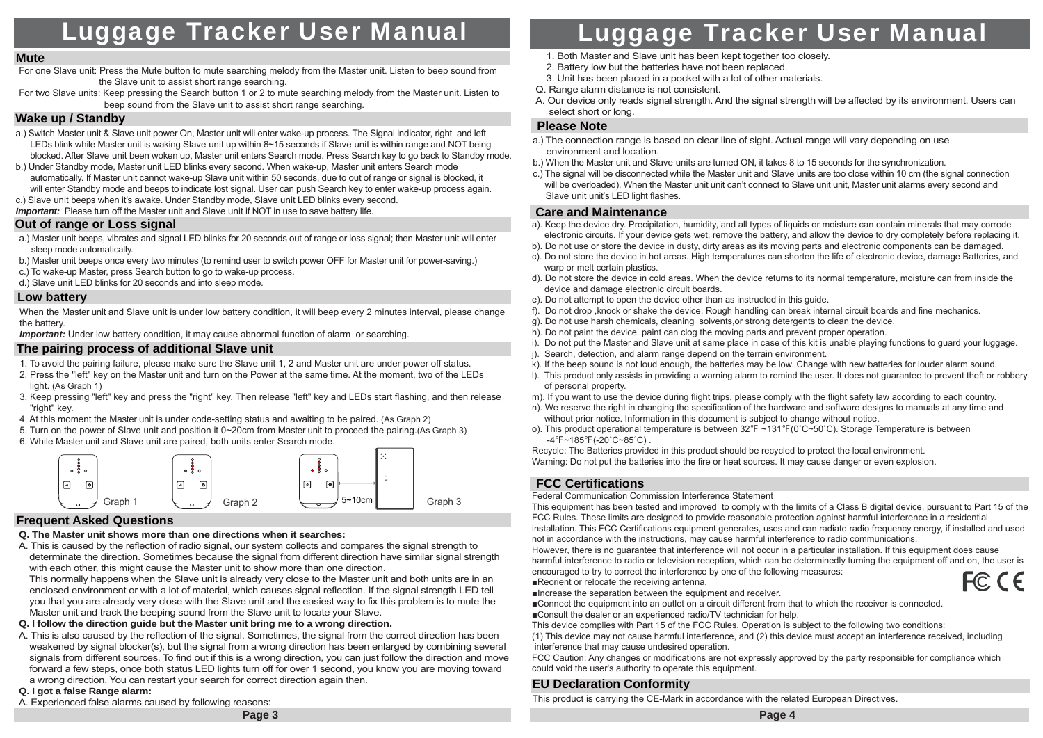# Luggage Tracker User Manual

## Mute

For one Slave unit: Press the Mute button to mute searching melody from the Master unit. Listen to beep sound from the Slave unit to assist short range searching.

For two Slave units: Keep pressing the Search button 1 or 2 to mute searching melody from the Master unit. Listen to beep sound from the Slave unit to assist short range searching.

## Wake up / Standby

a.) Switch Master unit & Slave unit power On, Master unit will enter wake-up process. The Signal indicator, right and left LEDs blink while Master unit is waking Slave unit up within 8~15 seconds if Slave unit is within range and NOT being blocked. After Slave unit been woken up, Master unit enters Search mode. Press Search key to go back to Standby mode.

b.) Under Standby mode, Master unit LED blinks every second. When wake-up, Master unit enters Search mode automatically. If Master unit cannot wake-up Slave unit within 50 seconds, due to out of range or signal is blocked, it will enter Standby mode and beeps to indicate lost signal. User can push Search key to enter wake-up process again.

c.) Slave unit beeps when it's awake. Under Standby mode, Slave unit LED blinks every second.

***Important:*** Please turn off the Master unit and Slave unit if NOT in use to save battery life.

## Out of range or Loss signal

a.) Master unit beeps, vibrates and signal LED blinks for 20 seconds out of range or loss signal; then Master unit will enter sleep mode automatically.

b.) Master unit beeps once every two minutes (to remind user to switch power OFF for Master unit for power-saving.)

c.) To wake-up Master, press Search button to go to wake-up process.

d.) Slave unit LED blinks for 20 seconds and into sleep mode.

## Low battery

When the Master unit and Slave unit is under low battery condition, it will beep every 2 minutes interval, please change the battery.

***Important:*** Under low battery condition, it may cause abnormal function of alarm or searching.

## The pairing process of additional Slave unit

1. To avoid the pairing failure, please make sure the Slave unit 1, 2 and Master unit are under power off status.
2. Press the "left" key on the Master unit and turn on the Power at the same time. At the moment, two of the LEDs light. (As Graph 1)
3. Keep pressing "left" key and press the "right" key. Then release "left" key and LEDs start flashing, and then release "right" key.
4. At this moment the Master unit is under code-setting status and awaiting to be paired. (As Graph 2)
5. Turn on the power of Slave unit and position it 0~20cm from Master unit to proceed the pairing.(As Graph 3)
6. While Master unit and Slave unit are paired, both units enter Search mode.

Graph 1

Graph 2

5~10cm

Graph 3

## Frequent Asked Questions

**Q. The Master unit shows more than one directions when it searches:**

A. This is caused by the reflection of radio signal, our system collects and compares the signal strength to determinate the direction. Sometimes because the signal from different direction have similar signal strength with each other, this might cause the Master unit to show more than one direction.
This normally happens when the Slave unit is already very close to the Master unit and both units are in an enclosed environment or with a lot of material, which causes signal reflection. If the signal strength LED tell you that you are already very close with the Slave unit and the easiest way to fix this problem is to mute the Master unit and track the beeping sound from the Slave unit to locate your Slave.

**Q. I follow the direction guide but the Master unit bring me to a wrong direction.**

A. This is also caused by the reflection of the signal. Sometimes, the signal from the correct direction has been weakened by signal blocker(s), but the signal from a wrong direction has been enlarged by combining several signals from different sources. To find out if this is a wrong direction, you can just follow the direction and move forward a few steps, once both status LED lights turn off for over 1 second, you know you are moving toward a wrong direction. You can restart your search for correct direction again then.

**Q. I got a false Range alarm:**

A. Experienced false alarms caused by following reasons:

1. Both Master and Slave unit has been kept together too closely.
2. Battery low but the batteries have not been replaced.
3. Unit has been placed in a pocket with a lot of other materials.

Q. Range alarm distance is not consistent.

A. Our device only reads signal strength. And the signal strength will be affected by its environment. Users can select short or long.

## Please Note

a.) The connection range is based on clear line of sight. Actual range will vary depending on use environment and location.

b.) When the Master unit and Slave units are turned ON, it takes 8 to 15 seconds for the synchronization.

c.) The signal will be disconnected while the Master unit and Slave units are too close within 10 cm (the signal connection will be overloaded). When the Master unit unit can't connect to Slave unit unit, Master unit alarms every second and Slave unit unit's LED light flashes.

## Care and Maintenance

a). Keep the device dry. Precipitation, humidity, and all types of liquids or moisture can contain minerals that may corrode electronic circuits. If your device gets wet, remove the battery, and allow the device to dry completely before replacing it.

b). Do not use or store the device in dusty, dirty areas as its moving parts and electronic components can be damaged.

c). Do not store the device in hot areas. High temperatures can shorten the life of electronic device, damage Batteries, and warp or melt certain plastics.

d). Do not store the device in cold areas. When the device returns to its normal temperature, moisture can from inside the device and damage electronic circuit boards.

e). Do not attempt to open the device other than as instructed in this guide.

f). Do not drop ,knock or shake the device. Rough handling can break internal circuit boards and fine mechanics.

g). Do not use harsh chemicals, cleaning solvents,or strong detergents to clean the device.

h). Do not paint the device. paint can clog the moving parts and prevent proper operation.

i). Do not put the Master and Slave unit at same place in case of this kit is unable playing functions to guard your luggage.

j). Search, detection, and alarm range depend on the terrain environment.

k). If the beep sound is not loud enough, the batteries may be low. Change with new batteries for louder alarm sound.

l). This product only assists in providing a warning alarm to remind the user. It does not guarantee to prevent theft or robbery of personal property.

m). If you want to use the device during flight trips, please comply with the flight safety law according to each country.

n). We reserve the right in changing the specification of the hardware and software designs to manuals at any time and without prior notice. Information in this document is subject to change without notice.

o). This product operational temperature is between 32℉ ~131℉(0˚C~50˚C). Storage Temperature is between -4℉~185℉(-20˚C~85˚C) .

Recycle: The Batteries provided in this product should be recycled to protect the local environment.

Warning: Do not put the batteries into the fire or heat sources. It may cause danger or even explosion.

## FCC Certifications

Federal Communication Commission Interference Statement

This equipment has been tested and improved to comply with the limits of a Class B digital device, pursuant to Part 15 of the FCC Rules. These limits are designed to provide reasonable protection against harmful interference in a residential installation. This FCC Certifications equipment generates, uses and can radiate radio frequency energy, if installed and used not in accordance with the instructions, may cause harmful interference to radio communications.

However, there is no guarantee that interference will not occur in a particular installation. If this equipment does cause harmful interference to radio or television reception, which can be determinedly turning the equipment off and on, the user is encouraged to try to correct the interference by one of the following measures:

- Reorient or relocate the receiving antenna.
- Increase the separation between the equipment and receiver.
- Connect the equipment into an outlet on a circuit different from that to which the receiver is connected.
- Consult the dealer or an experienced radio/TV technician for help.

FC CE

This device complies with Part 15 of the FCC Rules. Operation is subject to the following two conditions:

(1) This device may not cause harmful interference, and (2) this device must accept an interference received, including interference that may cause undesired operation.

FCC Caution: Any changes or modifications are not expressly approved by the party responsible for compliance which could void the user's authority to operate this equipment.

## EU Declaration Conformity

This product is carrying the CE-Mark in accordance with the related European Directives.